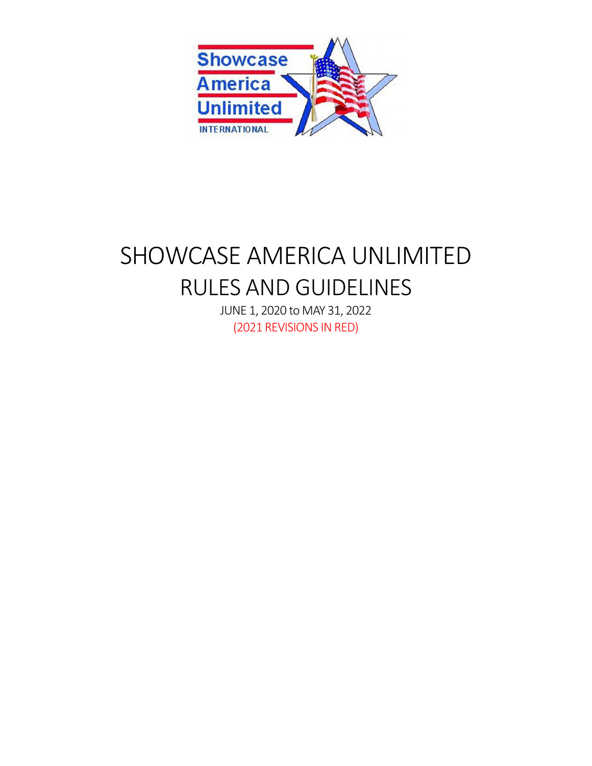# SHOWCASE AMERICA UNLIMITED

## RULES AND GUIDELINES

JUNE 1, 2020 to MAY 31, 2022

(2021 REVISIONS IN RED)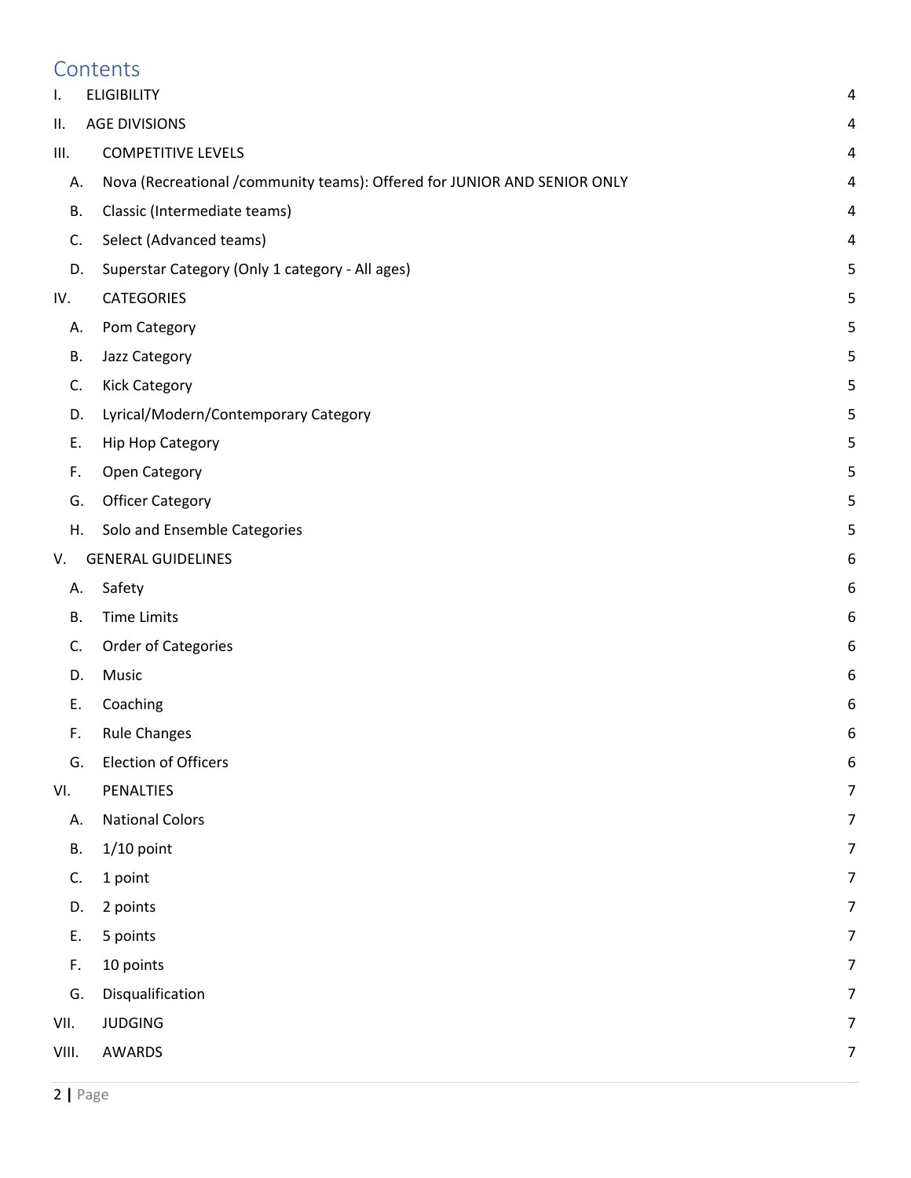# Contents

| | | |
|---|---|---|
| I. | ELIGIBILITY | 4 |
| II. | AGE DIVISIONS | 4 |
| III. | COMPETITIVE LEVELS | 4 |
| A. | Nova (Recreational /community teams): Offered for JUNIOR AND SENIOR ONLY | 4 |
| B. | Classic (Intermediate teams) | 4 |
| C. | Select (Advanced teams) | 4 |
| D. | Superstar Category (Only 1 category - All ages) | 5 |
| IV. | CATEGORIES | 5 |
| A. | Pom Category | 5 |
| B. | Jazz Category | 5 |
| C. | Kick Category | 5 |
| D. | Lyrical/Modern/Contemporary Category | 5 |
| E. | Hip Hop Category | 5 |
| F. | Open Category | 5 |
| G. | Officer Category | 5 |
| H. | Solo and Ensemble Categories | 5 |
| V. | GENERAL GUIDELINES | 6 |
| A. | Safety | 6 |
| B. | Time Limits | 6 |
| C. | Order of Categories | 6 |
| D. | Music | 6 |
| E. | Coaching | 6 |
| F. | Rule Changes | 6 |
| G. | Election of Officers | 6 |
| VI. | PENALTIES | 7 |
| A. | National Colors | 7 |
| B. | 1/10 point | 7 |
| C. | 1 point | 7 |
| D. | 2 points | 7 |
| E. | 5 points | 7 |
| F. | 10 points | 7 |
| G. | Disqualification | 7 |
| VII. | JUDGING | 7 |
| VIII. | AWARDS | 7 |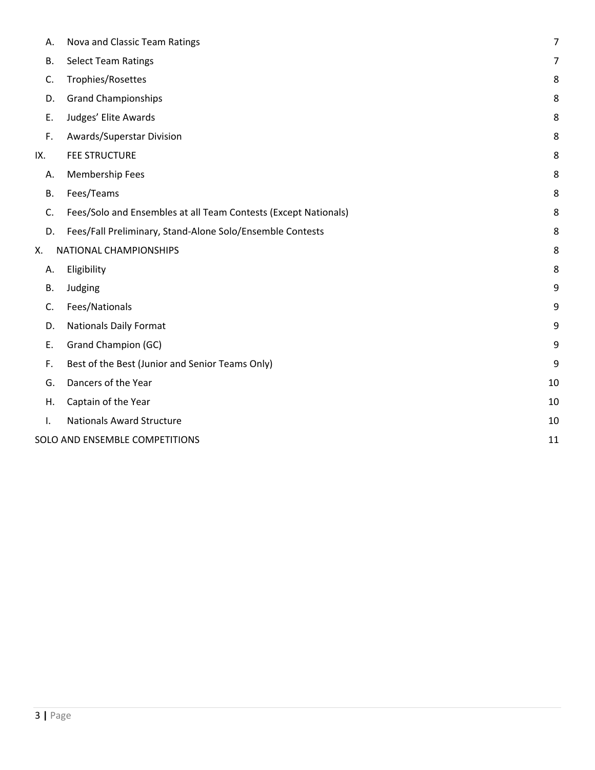| | | |
|---|---|---|
| A. | Nova and Classic Team Ratings | 7 |
| B. | Select Team Ratings | 7 |
| C. | Trophies/Rosettes | 8 |
| D. | Grand Championships | 8 |
| E. | Judges' Elite Awards | 8 |
| F. | Awards/Superstar Division | 8 |
| IX. | FEE STRUCTURE | 8 |
| A. | Membership Fees | 8 |
| B. | Fees/Teams | 8 |
| C. | Fees/Solo and Ensembles at all Team Contests (Except Nationals) | 8 |
| D. | Fees/Fall Preliminary, Stand-Alone Solo/Ensemble Contests | 8 |
| X. | NATIONAL CHAMPIONSHIPS | 8 |
| A. | Eligibility | 8 |
| B. | Judging | 9 |
| C. | Fees/Nationals | 9 |
| D. | Nationals Daily Format | 9 |
| E. | Grand Champion (GC) | 9 |
| F. | Best of the Best (Junior and Senior Teams Only) | 9 |
| G. | Dancers of the Year | 10 |
| H. | Captain of the Year | 10 |
| I. | Nationals Award Structure | 10 |
| | SOLO AND ENSEMBLE COMPETITIONS | 11 |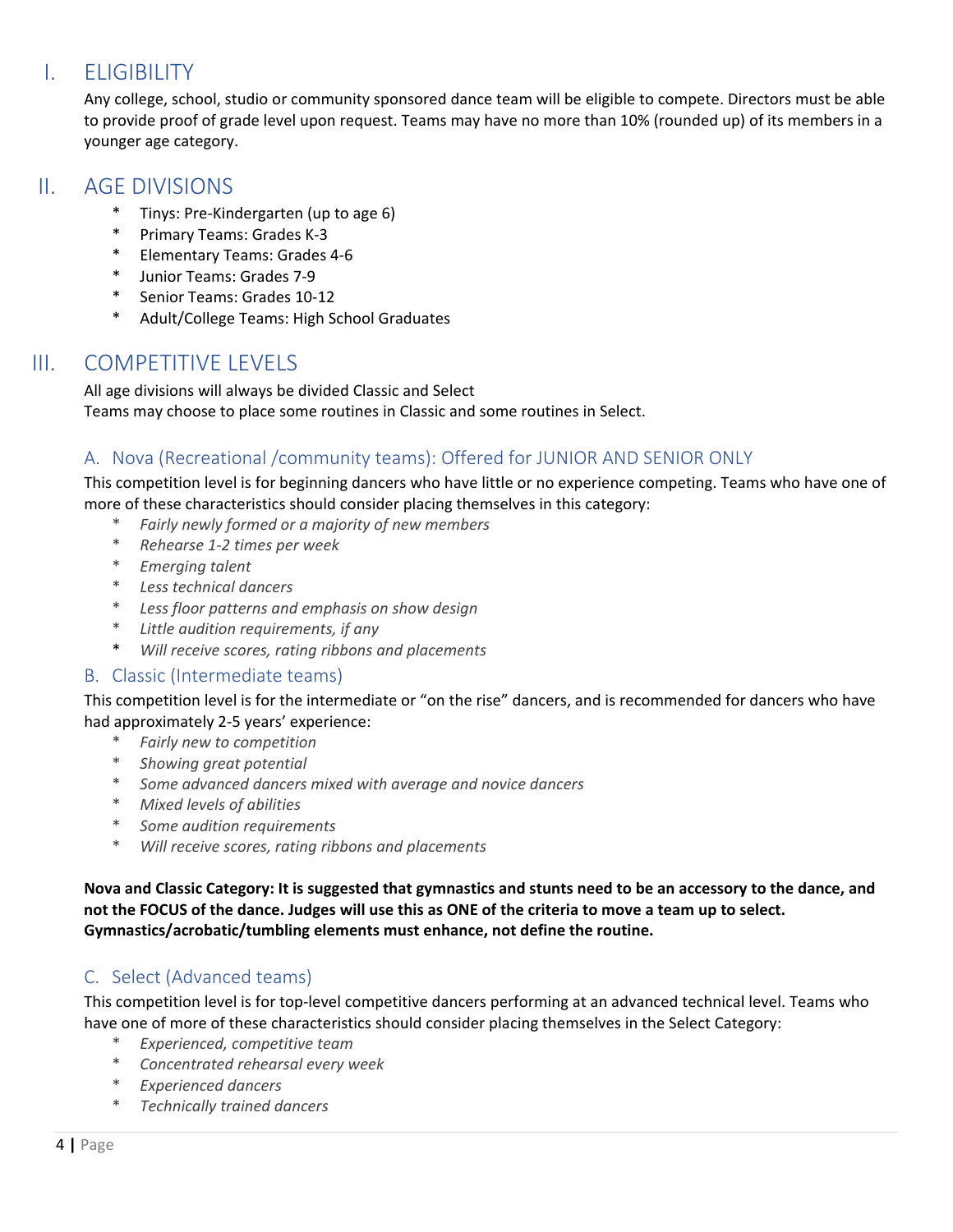## I. ELIGIBILITY

Any college, school, studio or community sponsored dance team will be eligible to compete. Directors must be able to provide proof of grade level upon request. Teams may have no more than 10% (rounded up) of its members in a younger age category.

## II. AGE DIVISIONS

* Tinys: Pre-Kindergarten (up to age 6)
* Primary Teams: Grades K-3
* Elementary Teams: Grades 4-6
* Junior Teams: Grades 7-9
* Senior Teams: Grades 10-12
* Adult/College Teams: High School Graduates

## III. COMPETITIVE LEVELS

All age divisions will always be divided Classic and Select
Teams may choose to place some routines in Classic and some routines in Select.

### A. Nova (Recreational /community teams): Offered for JUNIOR AND SENIOR ONLY

This competition level is for beginning dancers who have little or no experience competing. Teams who have one of more of these characteristics should consider placing themselves in this category:

* *Fairly newly formed or a majority of new members*
* *Rehearse 1-2 times per week*
* *Emerging talent*
* *Less technical dancers*
* *Less floor patterns and emphasis on show design*
* *Little audition requirements, if any*
* *Will receive scores, rating ribbons and placements*

### B. Classic (Intermediate teams)

This competition level is for the intermediate or "on the rise" dancers, and is recommended for dancers who have had approximately 2-5 years' experience:

* *Fairly new to competition*
* *Showing great potential*
* *Some advanced dancers mixed with average and novice dancers*
* *Mixed levels of abilities*
* *Some audition requirements*
* *Will receive scores, rating ribbons and placements*

**Nova and Classic Category: It is suggested that gymnastics and stunts need to be an accessory to the dance, and not the FOCUS of the dance. Judges will use this as ONE of the criteria to move a team up to select. Gymnastics/acrobatic/tumbling elements must enhance, not define the routine.**

### C. Select (Advanced teams)

This competition level is for top-level competitive dancers performing at an advanced technical level. Teams who have one of more of these characteristics should consider placing themselves in the Select Category:

* *Experienced, competitive team*
* *Concentrated rehearsal every week*
* *Experienced dancers*
* *Technically trained dancers*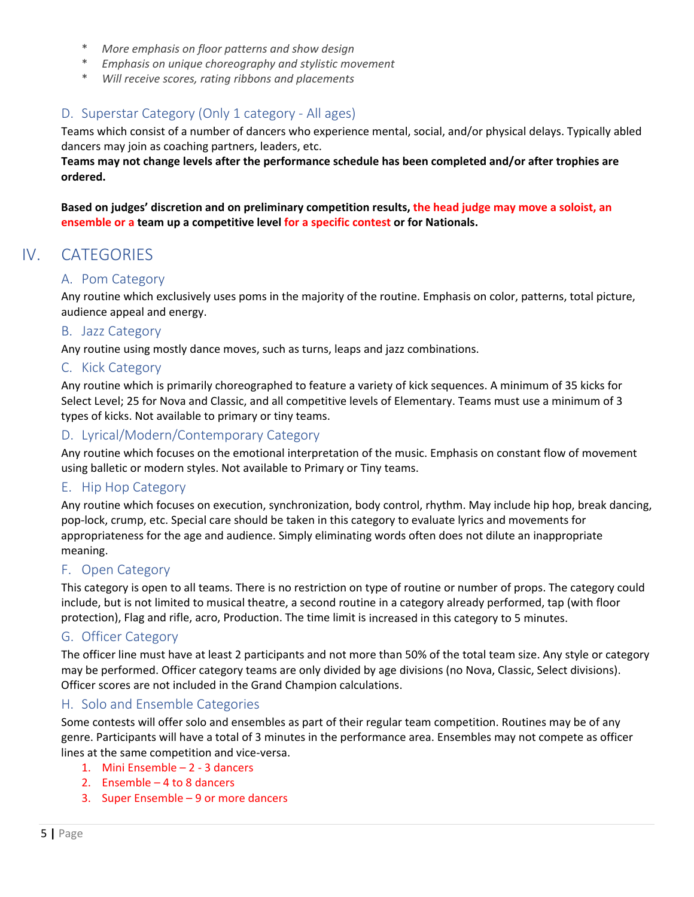* *More emphasis on floor patterns and show design*
* *Emphasis on unique choreography and stylistic movement*
* *Will receive scores, rating ribbons and placements*

### D. Superstar Category (Only 1 category - All ages)

Teams which consist of a number of dancers who experience mental, social, and/or physical delays. Typically abled dancers may join as coaching partners, leaders, etc.

**Teams may not change levels after the performance schedule has been completed and/or after trophies are ordered.**

**Based on judges' discretion and on preliminary competition results, the head judge may move a soloist, an ensemble or a team up a competitive level for a specific contest or for Nationals.**

## IV. CATEGORIES

### A. Pom Category

Any routine which exclusively uses poms in the majority of the routine. Emphasis on color, patterns, total picture, audience appeal and energy.

### B. Jazz Category

Any routine using mostly dance moves, such as turns, leaps and jazz combinations.

### C. Kick Category

Any routine which is primarily choreographed to feature a variety of kick sequences. A minimum of 35 kicks for Select Level; 25 for Nova and Classic, and all competitive levels of Elementary. Teams must use a minimum of 3 types of kicks. Not available to primary or tiny teams.

### D. Lyrical/Modern/Contemporary Category

Any routine which focuses on the emotional interpretation of the music. Emphasis on constant flow of movement using balletic or modern styles. Not available to Primary or Tiny teams.

### E. Hip Hop Category

Any routine which focuses on execution, synchronization, body control, rhythm. May include hip hop, break dancing, pop-lock, crump, etc. Special care should be taken in this category to evaluate lyrics and movements for appropriateness for the age and audience. Simply eliminating words often does not dilute an inappropriate meaning.

### F. Open Category

This category is open to all teams. There is no restriction on type of routine or number of props. The category could include, but is not limited to musical theatre, a second routine in a category already performed, tap (with floor protection), Flag and rifle, acro, Production. The time limit is increased in this category to 5 minutes.

### G. Officer Category

The officer line must have at least 2 participants and not more than 50% of the total team size. Any style or category may be performed. Officer category teams are only divided by age divisions (no Nova, Classic, Select divisions). Officer scores are not included in the Grand Champion calculations.

### H. Solo and Ensemble Categories

Some contests will offer solo and ensembles as part of their regular team competition. Routines may be of any genre. Participants will have a total of 3 minutes in the performance area. Ensembles may not compete as officer lines at the same competition and vice-versa.

1. Mini Ensemble – 2 - 3 dancers
2. Ensemble – 4 to 8 dancers
3. Super Ensemble – 9 or more dancers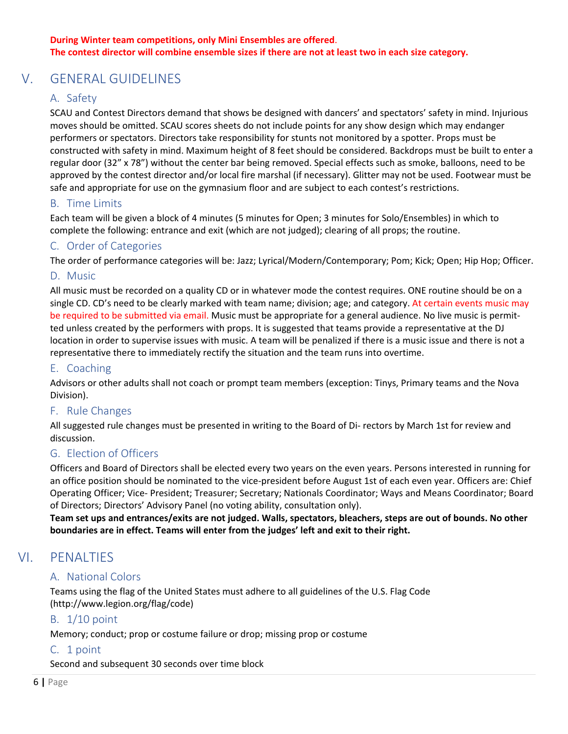**During Winter team competitions, only Mini Ensembles are offered.**
**The contest director will combine ensemble sizes if there are not at least two in each size category.**

# V. GENERAL GUIDELINES

## A. Safety

SCAU and Contest Directors demand that shows be designed with dancers' and spectators' safety in mind. Injurious moves should be omitted. SCAU scores sheets do not include points for any show design which may endanger performers or spectators. Directors take responsibility for stunts not monitored by a spotter. Props must be constructed with safety in mind. Maximum height of 8 feet should be considered. Backdrops must be built to enter a regular door (32" x 78") without the center bar being removed. Special effects such as smoke, balloons, need to be approved by the contest director and/or local fire marshal (if necessary). Glitter may not be used. Footwear must be safe and appropriate for use on the gymnasium floor and are subject to each contest's restrictions.

## B. Time Limits

Each team will be given a block of 4 minutes (5 minutes for Open; 3 minutes for Solo/Ensembles) in which to complete the following: entrance and exit (which are not judged); clearing of all props; the routine.

## C. Order of Categories

The order of performance categories will be: Jazz; Lyrical/Modern/Contemporary; Pom; Kick; Open; Hip Hop; Officer.

## D. Music

All music must be recorded on a quality CD or in whatever mode the contest requires. ONE routine should be on a single CD. CD's need to be clearly marked with team name; division; age; and category. At certain events music may be required to be submitted via email. Music must be appropriate for a general audience. No live music is permitted unless created by the performers with props. It is suggested that teams provide a representative at the DJ location in order to supervise issues with music. A team will be penalized if there is a music issue and there is not a representative there to immediately rectify the situation and the team runs into overtime.

## E. Coaching

Advisors or other adults shall not coach or prompt team members (exception: Tinys, Primary teams and the Nova Division).

## F. Rule Changes

All suggested rule changes must be presented in writing to the Board of Di- rectors by March 1st for review and discussion.

## G. Election of Officers

Officers and Board of Directors shall be elected every two years on the even years. Persons interested in running for an office position should be nominated to the vice-president before August 1st of each even year. Officers are: Chief Operating Officer; Vice- President; Treasurer; Secretary; Nationals Coordinator; Ways and Means Coordinator; Board of Directors; Directors' Advisory Panel (no voting ability, consultation only).

**Team set ups and entrances/exits are not judged. Walls, spectators, bleachers, steps are out of bounds. No other boundaries are in effect. Teams will enter from the judges' left and exit to their right.**

# VI. PENALTIES

## A. National Colors

Teams using the flag of the United States must adhere to all guidelines of the U.S. Flag Code (http://www.legion.org/flag/code)

## B. 1/10 point

Memory; conduct; prop or costume failure or drop; missing prop or costume

## C. 1 point

Second and subsequent 30 seconds over time block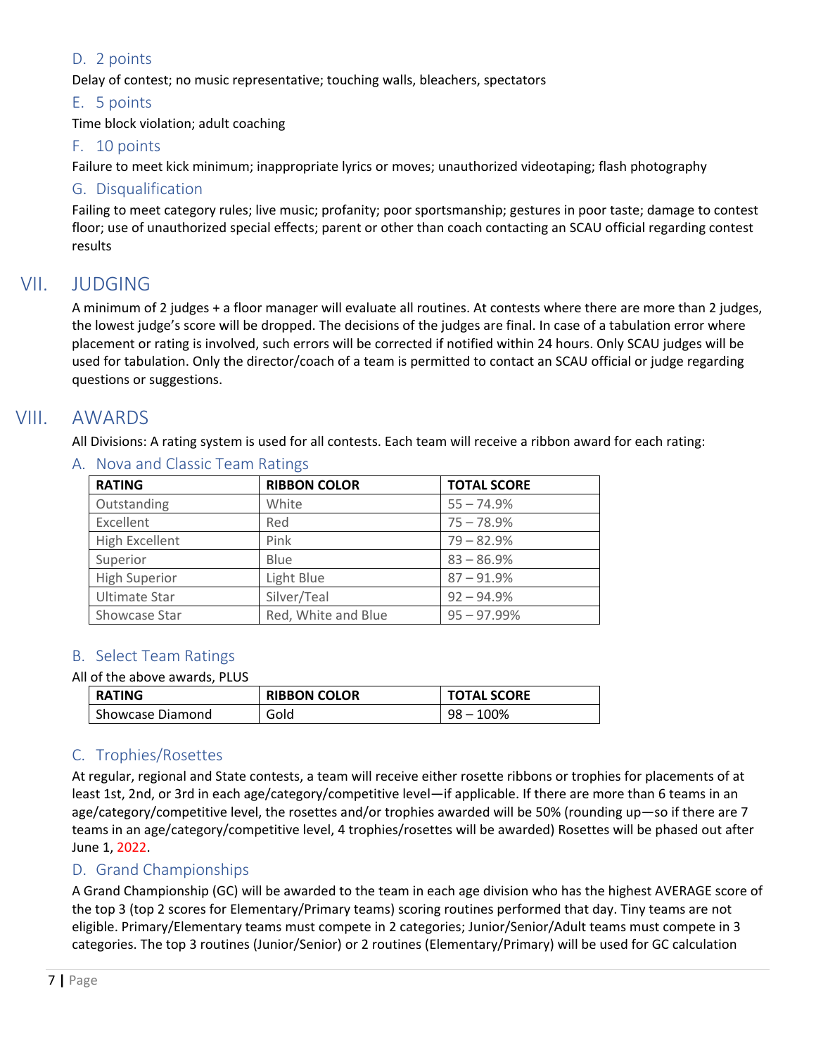### D. 2 points

Delay of contest; no music representative; touching walls, bleachers, spectators

### E. 5 points

Time block violation; adult coaching

### F. 10 points

Failure to meet kick minimum; inappropriate lyrics or moves; unauthorized videotaping; flash photography

### G. Disqualification

Failing to meet category rules; live music; profanity; poor sportsmanship; gestures in poor taste; damage to contest floor; use of unauthorized special effects; parent or other than coach contacting an SCAU official regarding contest results

## VII. JUDGING

A minimum of 2 judges + a floor manager will evaluate all routines. At contests where there are more than 2 judges, the lowest judge's score will be dropped. The decisions of the judges are final. In case of a tabulation error where placement or rating is involved, such errors will be corrected if notified within 24 hours. Only SCAU judges will be used for tabulation. Only the director/coach of a team is permitted to contact an SCAU official or judge regarding questions or suggestions.

## VIII. AWARDS

All Divisions: A rating system is used for all contests. Each team will receive a ribbon award for each rating:

### A. Nova and Classic Team Ratings

| RATING | RIBBON COLOR | TOTAL SCORE |
|---|---|---|
| Outstanding | White | 55 – 74.9% |
| Excellent | Red | 75 – 78.9% |
| High Excellent | Pink | 79 – 82.9% |
| Superior | Blue | 83 – 86.9% |
| High Superior | Light Blue | 87 – 91.9% |
| Ultimate Star | Silver/Teal | 92 – 94.9% |
| Showcase Star | Red, White and Blue | 95 – 97.99% |

### B. Select Team Ratings

All of the above awards, PLUS

| RATING | RIBBON COLOR | TOTAL SCORE |
|---|---|---|
| Showcase Diamond | Gold | 98 – 100% |

### C. Trophies/Rosettes

At regular, regional and State contests, a team will receive either rosette ribbons or trophies for placements of at least 1st, 2nd, or 3rd in each age/category/competitive level—if applicable. If there are more than 6 teams in an age/category/competitive level, the rosettes and/or trophies awarded will be 50% (rounding up—so if there are 7 teams in an age/category/competitive level, 4 trophies/rosettes will be awarded) Rosettes will be phased out after June 1, 2022.

### D. Grand Championships

A Grand Championship (GC) will be awarded to the team in each age division who has the highest AVERAGE score of the top 3 (top 2 scores for Elementary/Primary teams) scoring routines performed that day. Tiny teams are not eligible. Primary/Elementary teams must compete in 2 categories; Junior/Senior/Adult teams must compete in 3 categories. The top 3 routines (Junior/Senior) or 2 routines (Elementary/Primary) will be used for GC calculation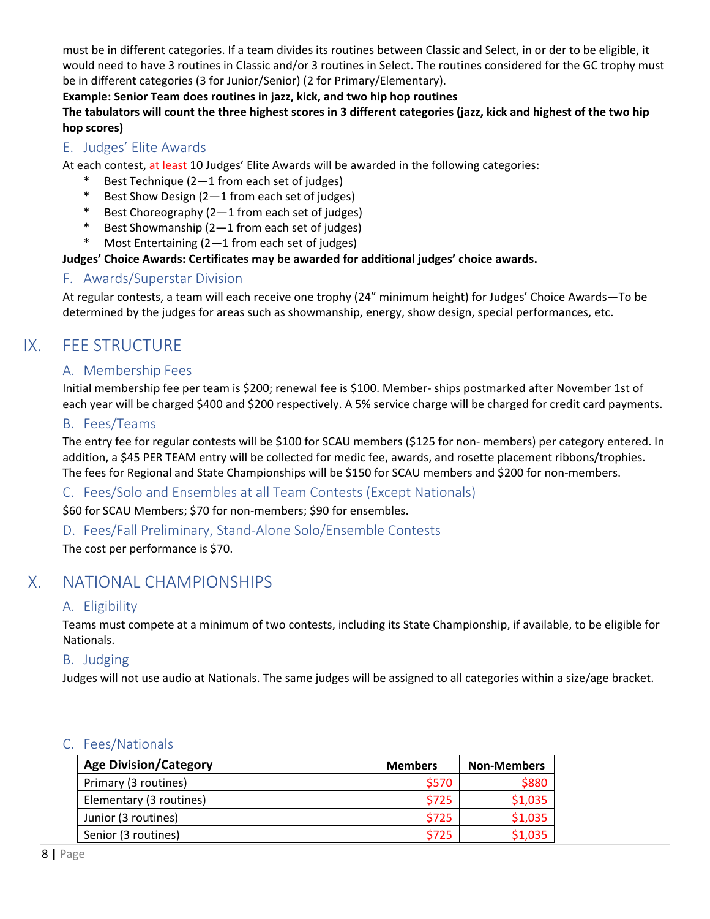must be in different categories. If a team divides its routines between Classic and Select, in or der to be eligible, it would need to have 3 routines in Classic and/or 3 routines in Select. The routines considered for the GC trophy must be in different categories (3 for Junior/Senior) (2 for Primary/Elementary).

**Example: Senior Team does routines in jazz, kick, and two hip hop routines**
**The tabulators will count the three highest scores in 3 different categories (jazz, kick and highest of the two hip hop scores)**

### E. Judges' Elite Awards

At each contest, at least 10 Judges' Elite Awards will be awarded in the following categories:

- Best Technique (2—1 from each set of judges)
- Best Show Design (2—1 from each set of judges)
- Best Choreography (2—1 from each set of judges)
- Best Showmanship (2—1 from each set of judges)
- Most Entertaining (2—1 from each set of judges)

**Judges' Choice Awards: Certificates may be awarded for additional judges' choice awards.**

### F. Awards/Superstar Division

At regular contests, a team will each receive one trophy (24" minimum height) for Judges' Choice Awards—To be determined by the judges for areas such as showmanship, energy, show design, special performances, etc.

## IX. FEE STRUCTURE

### A. Membership Fees

Initial membership fee per team is $200; renewal fee is $100. Member- ships postmarked after November 1st of each year will be charged $400 and $200 respectively. A 5% service charge will be charged for credit card payments.

### B. Fees/Teams

The entry fee for regular contests will be $100 for SCAU members ($125 for non- members) per category entered. In addition, a $45 PER TEAM entry will be collected for medic fee, awards, and rosette placement ribbons/trophies. The fees for Regional and State Championships will be $150 for SCAU members and $200 for non-members.

### C. Fees/Solo and Ensembles at all Team Contests (Except Nationals)

$60 for SCAU Members; $70 for non-members; $90 for ensembles.

### D. Fees/Fall Preliminary, Stand-Alone Solo/Ensemble Contests

The cost per performance is $70.

## X. NATIONAL CHAMPIONSHIPS

### A. Eligibility

Teams must compete at a minimum of two contests, including its State Championship, if available, to be eligible for Nationals.

### B. Judging

Judges will not use audio at Nationals. The same judges will be assigned to all categories within a size/age bracket.

### C. Fees/Nationals

| Age Division/Category | Members | Non-Members |
|---|---|---|
| Primary (3 routines) | $570 | $880 |
| Elementary (3 routines) | $725 | $1,035 |
| Junior (3 routines) | $725 | $1,035 |
| Senior (3 routines) | $725 | $1,035 |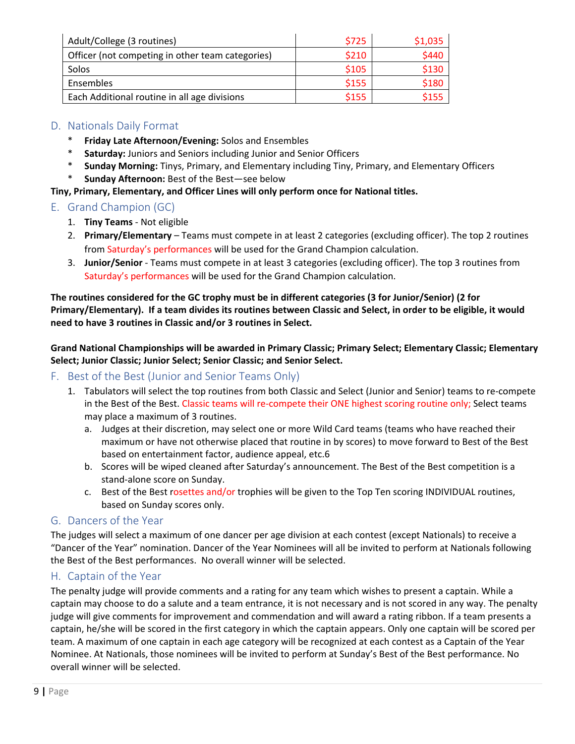| Adult/College (3 routines) | $725 | $1,035 |
|---|---|---|
| Officer (not competing in other team categories) | $210 | $440 |
| Solos | $105 | $130 |
| Ensembles | $155 | $180 |
| Each Additional routine in all age divisions | $155 | $155 |

## D. Nationals Daily Format

* **Friday Late Afternoon/Evening:** Solos and Ensembles
* **Saturday:** Juniors and Seniors including Junior and Senior Officers
* **Sunday Morning:** Tinys, Primary, and Elementary including Tiny, Primary, and Elementary Officers
* **Sunday Afternoon:** Best of the Best—see below

**Tiny, Primary, Elementary, and Officer Lines will only perform once for National titles.**

## E. Grand Champion (GC)

1. **Tiny Teams** - Not eligible
2. **Primary/Elementary** – Teams must compete in at least 2 categories (excluding officer). The top 2 routines from Saturday's performances will be used for the Grand Champion calculation.
3. **Junior/Senior** - Teams must compete in at least 3 categories (excluding officer). The top 3 routines from Saturday's performances will be used for the Grand Champion calculation.

**The routines considered for the GC trophy must be in different categories (3 for Junior/Senior) (2 for Primary/Elementary). If a team divides its routines between Classic and Select, in order to be eligible, it would need to have 3 routines in Classic and/or 3 routines in Select.**

**Grand National Championships will be awarded in Primary Classic; Primary Select; Elementary Classic; Elementary Select; Junior Classic; Junior Select; Senior Classic; and Senior Select.**

## F. Best of the Best (Junior and Senior Teams Only)

1. Tabulators will select the top routines from both Classic and Select (Junior and Senior) teams to re-compete in the Best of the Best. Classic teams will re-compete their ONE highest scoring routine only; Select teams may place a maximum of 3 routines.
   a. Judges at their discretion, may select one or more Wild Card teams (teams who have reached their maximum or have not otherwise placed that routine in by scores) to move forward to Best of the Best based on entertainment factor, audience appeal, etc.6
   b. Scores will be wiped cleaned after Saturday's announcement. The Best of the Best competition is a stand-alone score on Sunday.
   c. Best of the Best rosettes and/or trophies will be given to the Top Ten scoring INDIVIDUAL routines, based on Sunday scores only.

## G. Dancers of the Year

The judges will select a maximum of one dancer per age division at each contest (except Nationals) to receive a "Dancer of the Year" nomination. Dancer of the Year Nominees will all be invited to perform at Nationals following the Best of the Best performances. No overall winner will be selected.

## H. Captain of the Year

The penalty judge will provide comments and a rating for any team which wishes to present a captain. While a captain may choose to do a salute and a team entrance, it is not necessary and is not scored in any way. The penalty judge will give comments for improvement and commendation and will award a rating ribbon. If a team presents a captain, he/she will be scored in the first category in which the captain appears. Only one captain will be scored per team. A maximum of one captain in each age category will be recognized at each contest as a Captain of the Year Nominee. At Nationals, those nominees will be invited to perform at Sunday's Best of the Best performance. No overall winner will be selected.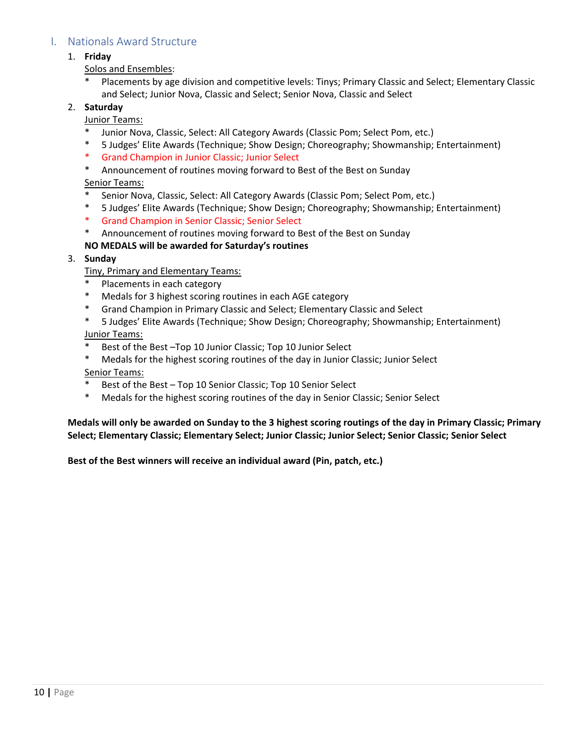## I. Nationals Award Structure

1. **Friday**

   Solos and Ensembles:

   * Placements by age division and competitive levels: Tinys; Primary Classic and Select; Elementary Classic and Select; Junior Nova, Classic and Select; Senior Nova, Classic and Select

2. **Saturday**

   Junior Teams:

   * Junior Nova, Classic, Select: All Category Awards (Classic Pom; Select Pom, etc.)
   * 5 Judges' Elite Awards (Technique; Show Design; Choreography; Showmanship; Entertainment)
   * Grand Champion in Junior Classic; Junior Select
   * Announcement of routines moving forward to Best of the Best on Sunday

   Senior Teams:

   * Senior Nova, Classic, Select: All Category Awards (Classic Pom; Select Pom, etc.)
   * 5 Judges' Elite Awards (Technique; Show Design; Choreography; Showmanship; Entertainment)
   * Grand Champion in Senior Classic; Senior Select
   * Announcement of routines moving forward to Best of the Best on Sunday

   **NO MEDALS will be awarded for Saturday's routines**

3. **Sunday**

   Tiny, Primary and Elementary Teams:

   * Placements in each category
   * Medals for 3 highest scoring routines in each AGE category
   * Grand Champion in Primary Classic and Select; Elementary Classic and Select
   * 5 Judges' Elite Awards (Technique; Show Design; Choreography; Showmanship; Entertainment)

   Junior Teams:

   * Best of the Best –Top 10 Junior Classic; Top 10 Junior Select
   * Medals for the highest scoring routines of the day in Junior Classic; Junior Select

   Senior Teams:

   * Best of the Best – Top 10 Senior Classic; Top 10 Senior Select
   * Medals for the highest scoring routines of the day in Senior Classic; Senior Select

**Medals will only be awarded on Sunday to the 3 highest scoring routings of the day in Primary Classic; Primary Select; Elementary Classic; Elementary Select; Junior Classic; Junior Select; Senior Classic; Senior Select**

**Best of the Best winners will receive an individual award (Pin, patch, etc.)**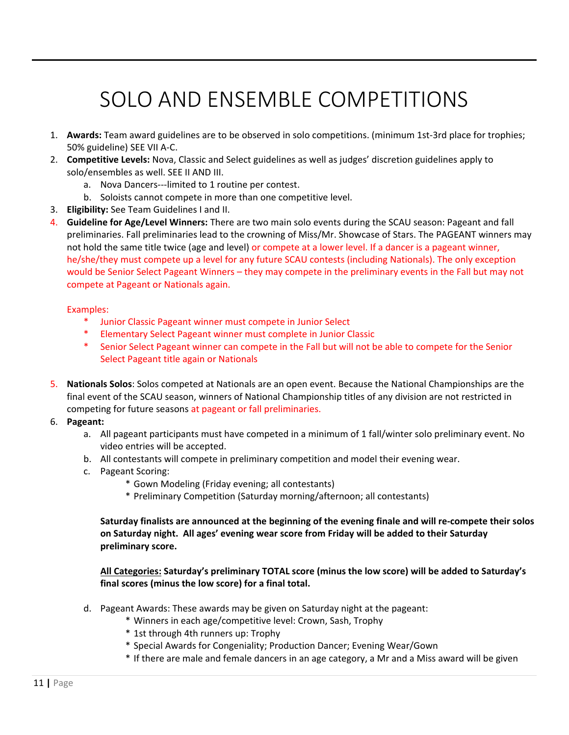# SOLO AND ENSEMBLE COMPETITIONS

1. **Awards:** Team award guidelines are to be observed in solo competitions. (minimum 1st-3rd place for trophies; 50% guideline) SEE VII A-C.
2. **Competitive Levels:** Nova, Classic and Select guidelines as well as judges' discretion guidelines apply to solo/ensembles as well. SEE II AND III.
   a. Nova Dancers---limited to 1 routine per contest.
   b. Soloists cannot compete in more than one competitive level.
3. **Eligibility:** See Team Guidelines I and II.
4. **Guideline for Age/Level Winners:** There are two main solo events during the SCAU season: Pageant and fall preliminaries. Fall preliminaries lead to the crowning of Miss/Mr. Showcase of Stars. The PAGEANT winners may not hold the same title twice (age and level) or compete at a lower level. If a dancer is a pageant winner, he/she/they must compete up a level for any future SCAU contests (including Nationals). The only exception would be Senior Select Pageant Winners – they may compete in the preliminary events in the Fall but may not compete at Pageant or Nationals again.

   Examples:
   * Junior Classic Pageant winner must compete in Junior Select
   * Elementary Select Pageant winner must complete in Junior Classic
   * Senior Select Pageant winner can compete in the Fall but will not be able to compete for the Senior Select Pageant title again or Nationals

5. **Nationals Solos**: Solos competed at Nationals are an open event. Because the National Championships are the final event of the SCAU season, winners of National Championship titles of any division are not restricted in competing for future seasons at pageant or fall preliminaries.
6. **Pageant:**
   a. All pageant participants must have competed in a minimum of 1 fall/winter solo preliminary event. No video entries will be accepted.
   b. All contestants will compete in preliminary competition and model their evening wear.
   c. Pageant Scoring:
      * Gown Modeling (Friday evening; all contestants)
      * Preliminary Competition (Saturday morning/afternoon; all contestants)

   **Saturday finalists are announced at the beginning of the evening finale and will re-compete their solos on Saturday night. All ages' evening wear score from Friday will be added to their Saturday preliminary score.**

   **<u>All Categories:</u> Saturday's preliminary TOTAL score (minus the low score) will be added to Saturday's final scores (minus the low score) for a final total.**

   d. Pageant Awards: These awards may be given on Saturday night at the pageant:
      * Winners in each age/competitive level: Crown, Sash, Trophy
      * 1st through 4th runners up: Trophy
      * Special Awards for Congeniality; Production Dancer; Evening Wear/Gown
      * If there are male and female dancers in an age category, a Mr and a Miss award will be given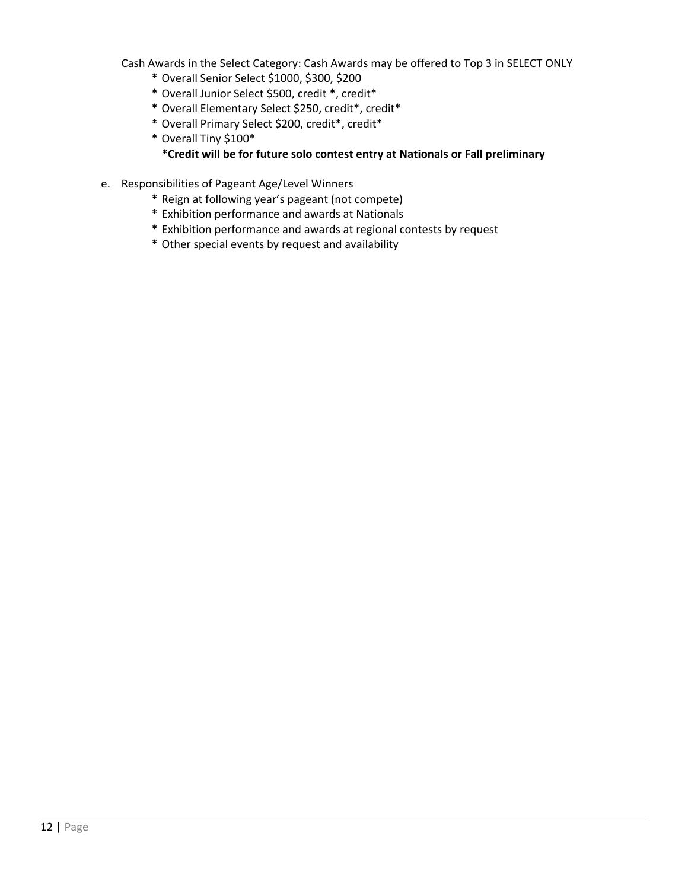Cash Awards in the Select Category: Cash Awards may be offered to Top 3 in SELECT ONLY

* Overall Senior Select $1000, $300, $200
* Overall Junior Select $500, credit *, credit*
* Overall Elementary Select $250, credit*, credit*
* Overall Primary Select $200, credit*, credit*
* Overall Tiny $100*

**\*Credit will be for future solo contest entry at Nationals or Fall preliminary**

e. Responsibilities of Pageant Age/Level Winners

* Reign at following year's pageant (not compete)
* Exhibition performance and awards at Nationals
* Exhibition performance and awards at regional contests by request
* Other special events by request and availability